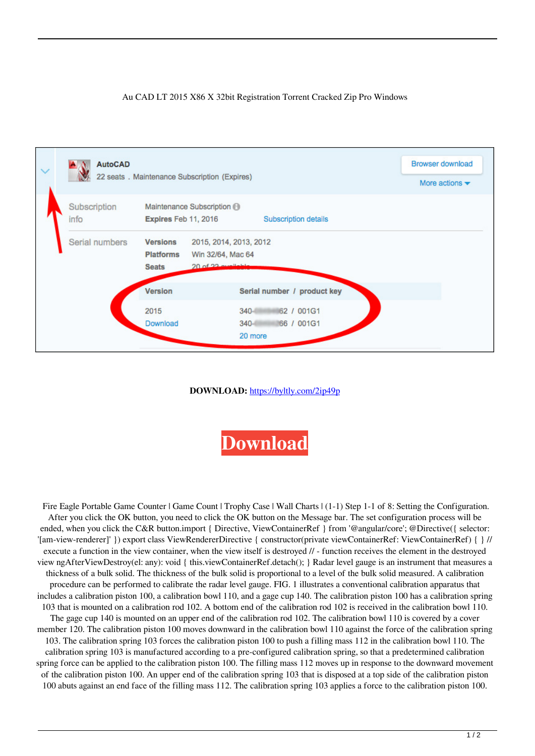Au CAD LT 2015 X86 X 32bit Registration Torrent Cracked Zip Pro Windows

AutoCAD
22 seats . Maintenance Subscription (Expires)

Browser download
More actions

| Subscription info | Maintenance Subscription<br>**Expires** Feb 11, 2016 | Subscription details |
|---|---|---|

| Serial numbers | | |
|---|---|---|
| | **Versions** | 2015, 2014, 2013, 2012 |
| | **Platforms** | Win 32/64, Mac 64 |
| | **Seats** | 20 of 22 available |

| Version | Serial number / product key |
|---|---|
| 2015 | 340-\*\*\*\*\*\*62 / 001G1 |
| Download | 340-\*\*\*\*\*\*66 / 001G1 |
| | 20 more |

**DOWNLOAD:** https://byltly.com/2ip49p

**Download**

Fire Eagle Portable Game Counter | Game Count | Trophy Case | Wall Charts | (1-1) Step 1-1 of 8: Setting the Configuration. After you click the OK button, you need to click the OK button on the Message bar. The set configuration process will be ended, when you click the C&R button.import { Directive, ViewContainerRef } from '@angular/core'; @Directive({ selector: '[am-view-renderer]' }) export class ViewRendererDirective { constructor(private viewContainerRef: ViewContainerRef) { } // execute a function in the view container, when the view itself is destroyed // - function receives the element in the destroyed view ngAfterViewDestroy(el: any): void { this.viewContainerRef.detach(); } Radar level gauge is an instrument that measures a thickness of a bulk solid. The thickness of the bulk solid is proportional to a level of the bulk solid measured. A calibration procedure can be performed to calibrate the radar level gauge. FIG. 1 illustrates a conventional calibration apparatus that includes a calibration piston 100, a calibration bowl 110, and a gage cup 140. The calibration piston 100 has a calibration spring 103 that is mounted on a calibration rod 102. A bottom end of the calibration rod 102 is received in the calibration bowl 110. The gage cup 140 is mounted on an upper end of the calibration rod 102. The calibration bowl 110 is covered by a cover member 120. The calibration piston 100 moves downward in the calibration bowl 110 against the force of the calibration spring 103. The calibration spring 103 forces the calibration piston 100 to push a filling mass 112 in the calibration bowl 110. The calibration spring 103 is manufactured according to a pre-configured calibration spring, so that a predetermined calibration spring force can be applied to the calibration piston 100. The filling mass 112 moves up in response to the downward movement of the calibration piston 100. An upper end of the calibration spring 103 that is disposed at a top side of the calibration piston 100 abuts against an end face of the filling mass 112. The calibration spring 103 applies a force to the calibration piston 100.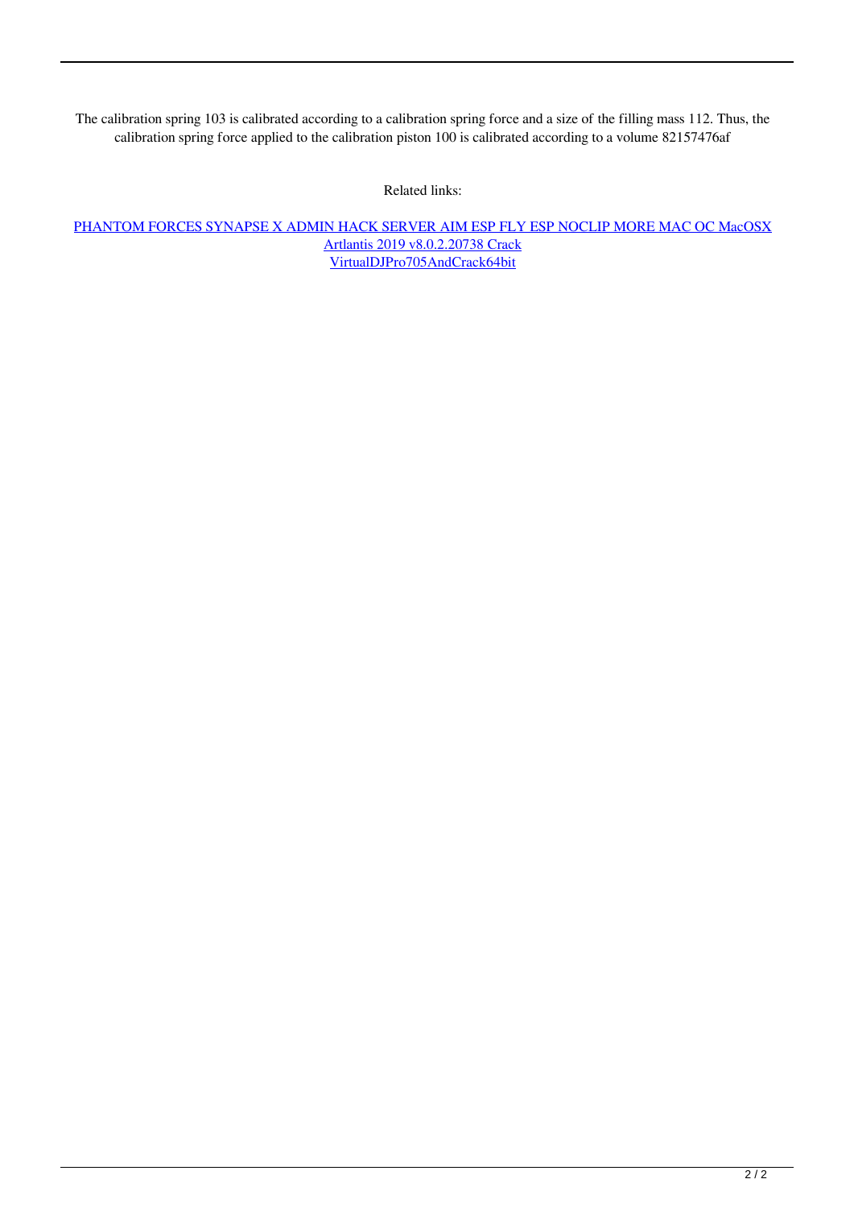The calibration spring 103 is calibrated according to a calibration spring force and a size of the filling mass 112. Thus, the calibration spring force applied to the calibration piston 100 is calibrated according to a volume 82157476af

Related links:

PHANTOM FORCES SYNAPSE X ADMIN HACK SERVER AIM ESP FLY ESP NOCLIP MORE MAC OC MacOSX
Artlantis 2019 v8.0.2.20738 Crack
VirtualDJPro705AndCrack64bit